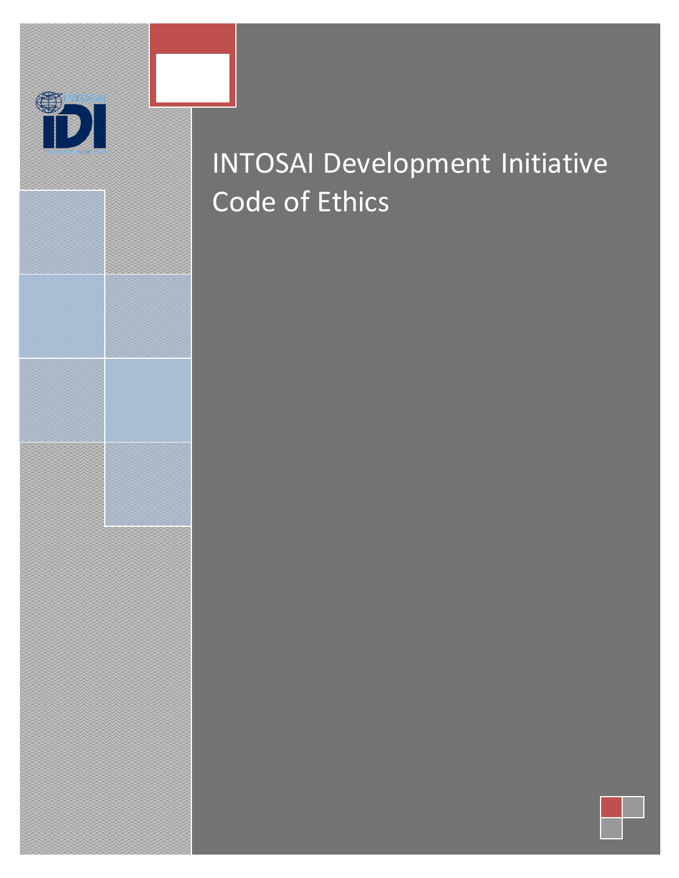# INTOSAI Development Initiative Code of Ethics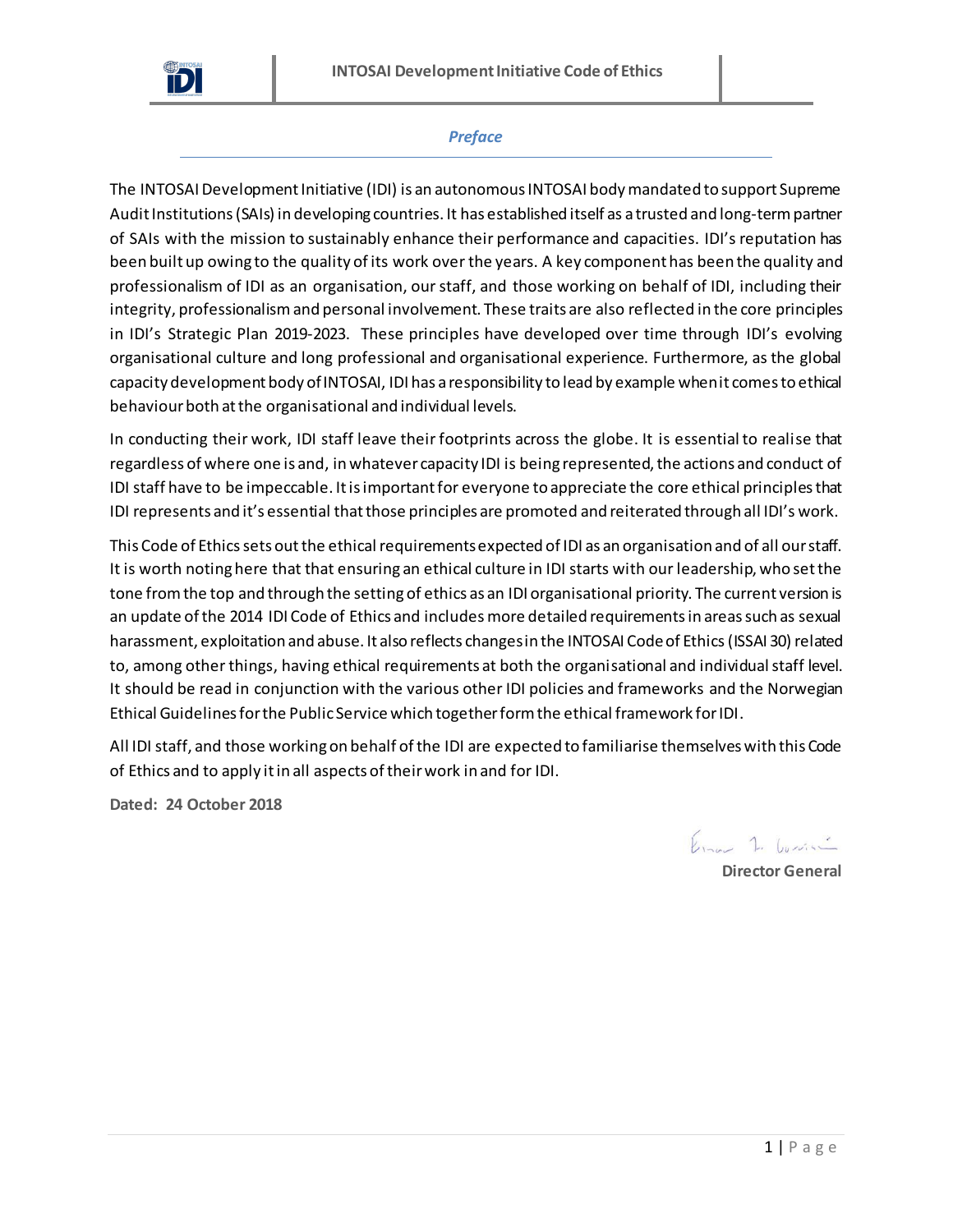## *Preface*

The INTOSAI Development Initiative (IDI) is an autonomous INTOSAI body mandated to support Supreme Audit Institutions (SAIs) in developing countries. It has established itself as a trusted and long-term partner of SAIs with the mission to sustainably enhance their performance and capacities. IDI's reputation has been built up owing to the quality of its work over the years. A key component has been the quality and professionalism of IDI as an organisation, our staff, and those working on behalf of IDI, including their integrity, professionalism and personal involvement. These traits are also reflected in the core principles in IDI's Strategic Plan 2019-2023. These principles have developed over time through IDI's evolving organisational culture and long professional and organisational experience. Furthermore, as the global capacity development body of INTOSAI, IDI has a responsibility to lead by example when it comes to ethical behaviour both at the organisational and individual levels.

In conducting their work, IDI staff leave their footprints across the globe. It is essential to realise that regardless of where one is and, in whatever capacity IDI is being represented, the actions and conduct of IDI staff have to be impeccable. It is important for everyone to appreciate the core ethical principles that IDI represents and it's essential that those principles are promoted and reiterated through all IDI's work.

This Code of Ethics sets out the ethical requirements expected of IDI as an organisation and of all our staff. It is worth noting here that that ensuring an ethical culture in IDI starts with our leadership, who set the tone from the top and through the setting of ethics as an IDI organisational priority. The current version is an update of the 2014 IDI Code of Ethics and includes more detailed requirements in areas such as sexual harassment, exploitation and abuse. It also reflects changes in the INTOSAI Code of Ethics (ISSAI 30) related to, among other things, having ethical requirements at both the organisational and individual staff level. It should be read in conjunction with the various other IDI policies and frameworks and the Norwegian Ethical Guidelines for the Public Service which together form the ethical framework for IDI.

All IDI staff, and those working on behalf of the IDI are expected to familiarise themselves with this Code of Ethics and to apply it in all aspects of their work in and for IDI.

**Dated: 24 October 2018**

**Director General**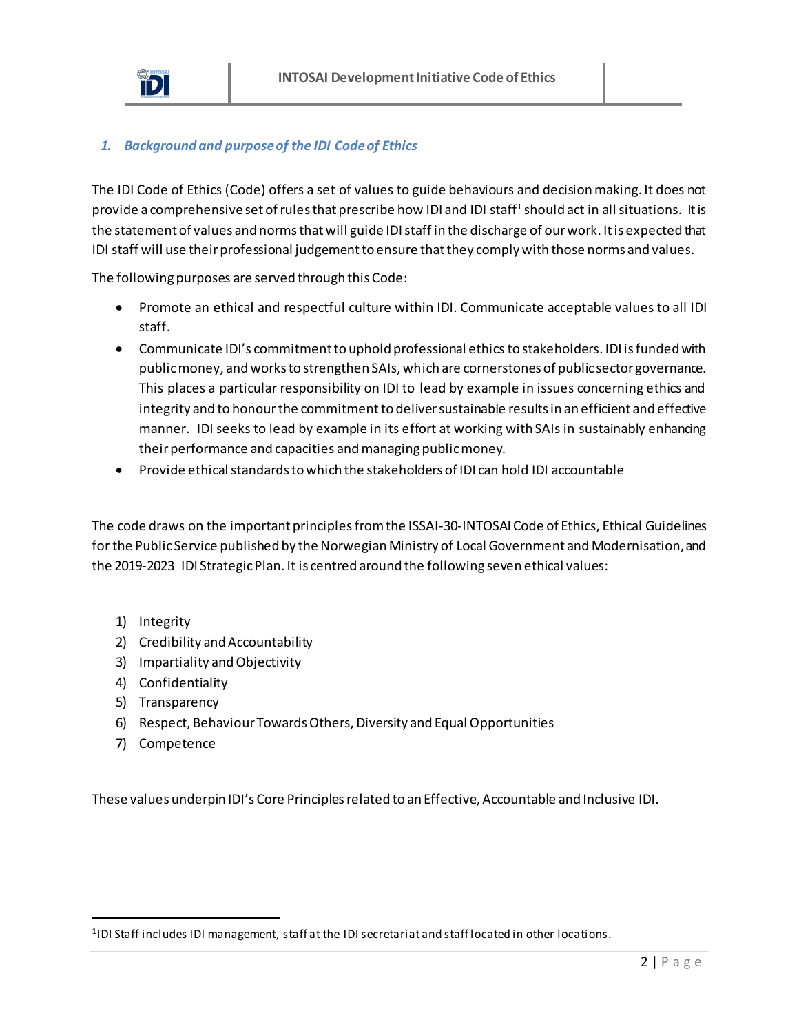## *1. Background and purpose of the IDI Code of Ethics*

The IDI Code of Ethics (Code) offers a set of values to guide behaviours and decision making. It does not provide a comprehensive set of rules that prescribe how IDI and IDI staff[1] should act in all situations. It is the statement of values and norms that will guide IDI staff in the discharge of our work. It is expected that IDI staff will use their professional judgement to ensure that they comply with those norms and values.

The following purposes are served through this Code:

- Promote an ethical and respectful culture within IDI. Communicate acceptable values to all IDI staff.
- Communicate IDI's commitment to uphold professional ethics to stakeholders. IDI is funded with public money, and works to strengthen SAIs, which are cornerstones of public sector governance. This places a particular responsibility on IDI to lead by example in issues concerning ethics and integrity and to honour the commitment to deliver sustainable results in an efficient and effective manner. IDI seeks to lead by example in its effort at working with SAIs in sustainably enhancing their performance and capacities and managing public money.
- Provide ethical standards to which the stakeholders of IDI can hold IDI accountable

The code draws on the important principles from the ISSAI-30-INTOSAI Code of Ethics, Ethical Guidelines for the Public Service published by the Norwegian Ministry of Local Government and Modernisation, and the 2019-2023 IDI Strategic Plan. It is centred around the following seven ethical values:

1) Integrity
2) Credibility and Accountability
3) Impartiality and Objectivity
4) Confidentiality
5) Transparency
6) Respect, Behaviour Towards Others, Diversity and Equal Opportunities
7) Competence

These values underpin IDI's Core Principles related to an Effective, Accountable and Inclusive IDI.

[1] IDI Staff includes IDI management, staff at the IDI secretariat and staff located in other locations.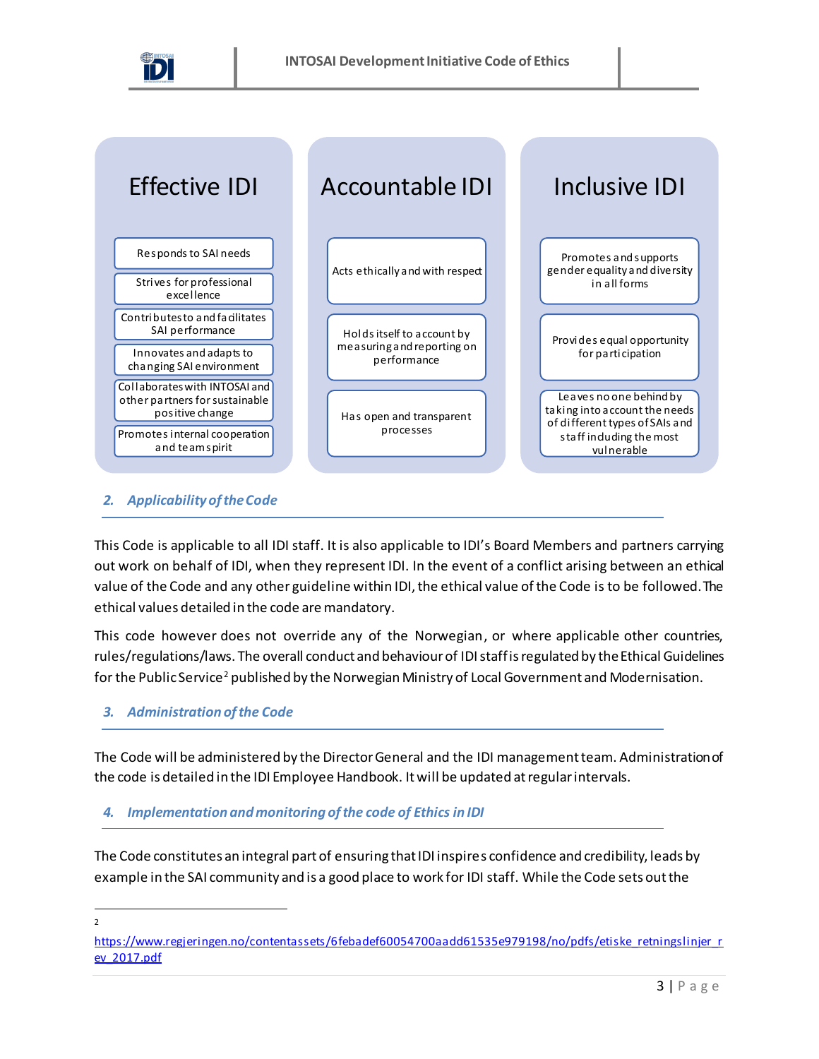| Effective IDI | Accountable IDI | Inclusive IDI |
| --- | --- | --- |
| Responds to SAI needs | Acts ethically and with respect | Promotes and supports gender equality and diversity in all forms |
| Strives for professional excellence | Holds itself to account by measuring and reporting on performance | Provides equal opportunity for participation |
| Contributes to and facilitates SAI performance | Has open and transparent processes | Leaves no one behind by taking into account the needs of different types of SAIs and staff including the most vulnerable |
| Innovates and adapts to changing SAI environment | | |
| Collaborates with INTOSAI and other partners for sustainable positive change | | |
| Promotes internal cooperation and team spirit | | |

## 2. Applicability of the Code

This Code is applicable to all IDI staff. It is also applicable to IDI's Board Members and partners carrying out work on behalf of IDI, when they represent IDI. In the event of a conflict arising between an ethical value of the Code and any other guideline within IDI, the ethical value of the Code is to be followed. The ethical values detailed in the code are mandatory.

This code however does not override any of the Norwegian, or where applicable other countries, rules/regulations/laws. The overall conduct and behaviour of IDI staff is regulated by the Ethical Guidelines for the Public Service[2] published by the Norwegian Ministry of Local Government and Modernisation.

## 3. Administration of the Code

The Code will be administered by the Director General and the IDI management team. Administration of the code is detailed in the IDI Employee Handbook. It will be updated at regular intervals.

## 4. Implementation and monitoring of the code of Ethics in IDI

The Code constitutes an integral part of ensuring that IDI inspires confidence and credibility, leads by example in the SAI community and is a good place to work for IDI staff. While the Code sets out the

[2] https://www.regjeringen.no/contentassets/6febadef60054700aadd61535e979198/no/pdfs/etiske_retningslinjer_rev_2017.pdf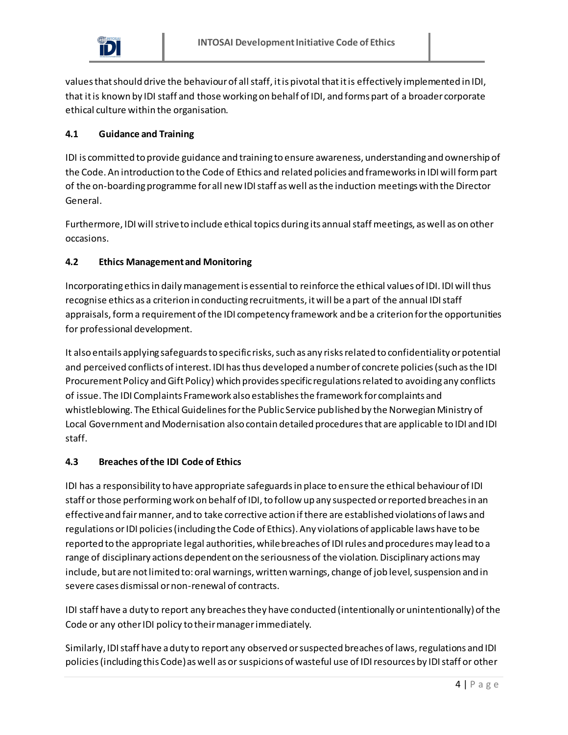values that should drive the behaviour of all staff, it is pivotal that it is effectively implemented in IDI, that it is known by IDI staff and those working on behalf of IDI, and forms part of a broader corporate ethical culture within the organisation.

### 4.1 Guidance and Training

IDI is committed to provide guidance and training to ensure awareness, understanding and ownership of the Code. An introduction to the Code of Ethics and related policies and frameworks in IDI will form part of the on-boarding programme for all new IDI staff as well as the induction meetings with the Director General.

Furthermore, IDI will strive to include ethical topics during its annual staff meetings, as well as on other occasions.

### 4.2 Ethics Management and Monitoring

Incorporating ethics in daily management is essential to reinforce the ethical values of IDI. IDI will thus recognise ethics as a criterion in conducting recruitments, it will be a part of the annual IDI staff appraisals, form a requirement of the IDI competency framework and be a criterion for the opportunities for professional development.

It also entails applying safeguards to specific risks, such as any risks related to confidentiality or potential and perceived conflicts of interest. IDI has thus developed a number of concrete policies (such as the IDI Procurement Policy and Gift Policy) which provides specific regulations related to avoiding any conflicts of issue. The IDI Complaints Framework also establishes the framework for complaints and whistleblowing. The Ethical Guidelines for the Public Service published by the Norwegian Ministry of Local Government and Modernisation also contain detailed procedures that are applicable to IDI and IDI staff.

### 4.3 Breaches of the IDI Code of Ethics

IDI has a responsibility to have appropriate safeguards in place to ensure the ethical behaviour of IDI staff or those performing work on behalf of IDI, to follow up any suspected or reported breaches in an effective and fair manner, and to take corrective action if there are established violations of laws and regulations or IDI policies (including the Code of Ethics). Any violations of applicable laws have to be reported to the appropriate legal authorities, while breaches of IDI rules and procedures may lead to a range of disciplinary actions dependent on the seriousness of the violation. Disciplinary actions may include, but are not limited to: oral warnings, written warnings, change of job level, suspension and in severe cases dismissal or non-renewal of contracts.

IDI staff have a duty to report any breaches they have conducted (intentionally or unintentionally) of the Code or any other IDI policy to their manager immediately.

Similarly, IDI staff have a duty to report any observed or suspected breaches of laws, regulations and IDI policies (including this Code) as well as or suspicions of wasteful use of IDI resources by IDI staff or other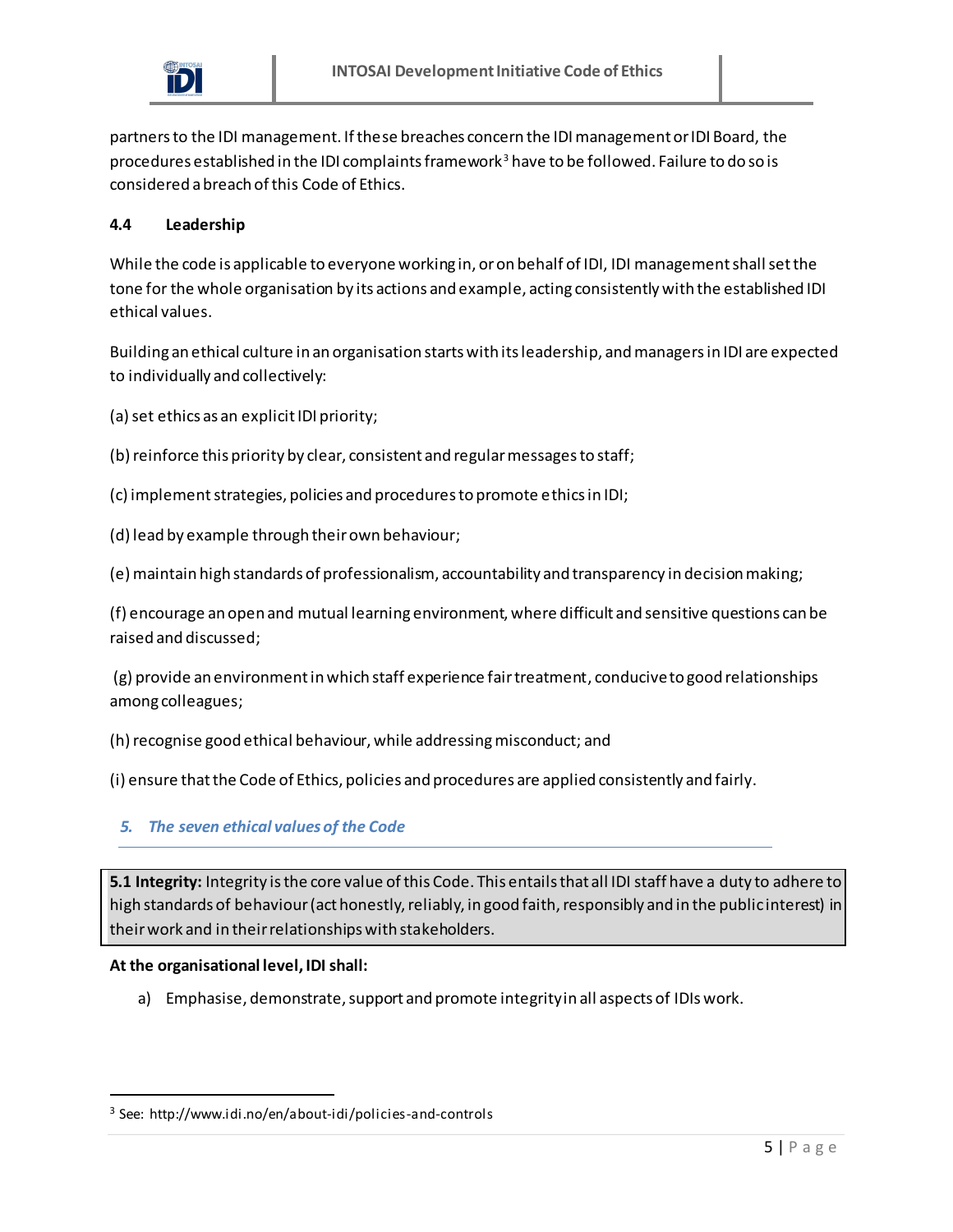partners to the IDI management. If these breaches concern the IDI management or IDI Board, the procedures established in the IDI complaints framework[3] have to be followed. Failure to do so is considered a breach of this Code of Ethics.

### 4.4 Leadership

While the code is applicable to everyone working in, or on behalf of IDI, IDI management shall set the tone for the whole organisation by its actions and example, acting consistently with the established IDI ethical values.

Building an ethical culture in an organisation starts with its leadership, and managers in IDI are expected to individually and collectively:

(a) set ethics as an explicit IDI priority;

(b) reinforce this priority by clear, consistent and regular messages to staff;

(c) implement strategies, policies and procedures to promote ethics in IDI;

(d) lead by example through their own behaviour;

(e) maintain high standards of professionalism, accountability and transparency in decision making;

(f) encourage an open and mutual learning environment, where difficult and sensitive questions can be raised and discussed;

(g) provide an environment in which staff experience fair treatment, conducive to good relationships among colleagues;

(h) recognise good ethical behaviour, while addressing misconduct; and

(i) ensure that the Code of Ethics, policies and procedures are applied consistently and fairly.

## *5. The seven ethical values of the Code*

**5.1 Integrity:** Integrity is the core value of this Code. This entails that all IDI staff have a duty to adhere to high standards of behaviour (act honestly, reliably, in good faith, responsibly and in the public interest) in their work and in their relationships with stakeholders.

**At the organisational level, IDI shall:**

a) Emphasise, demonstrate, support and promote integrity in all aspects of IDIs work.

---

[3] See: http://www.idi.no/en/about-idi/policies-and-controls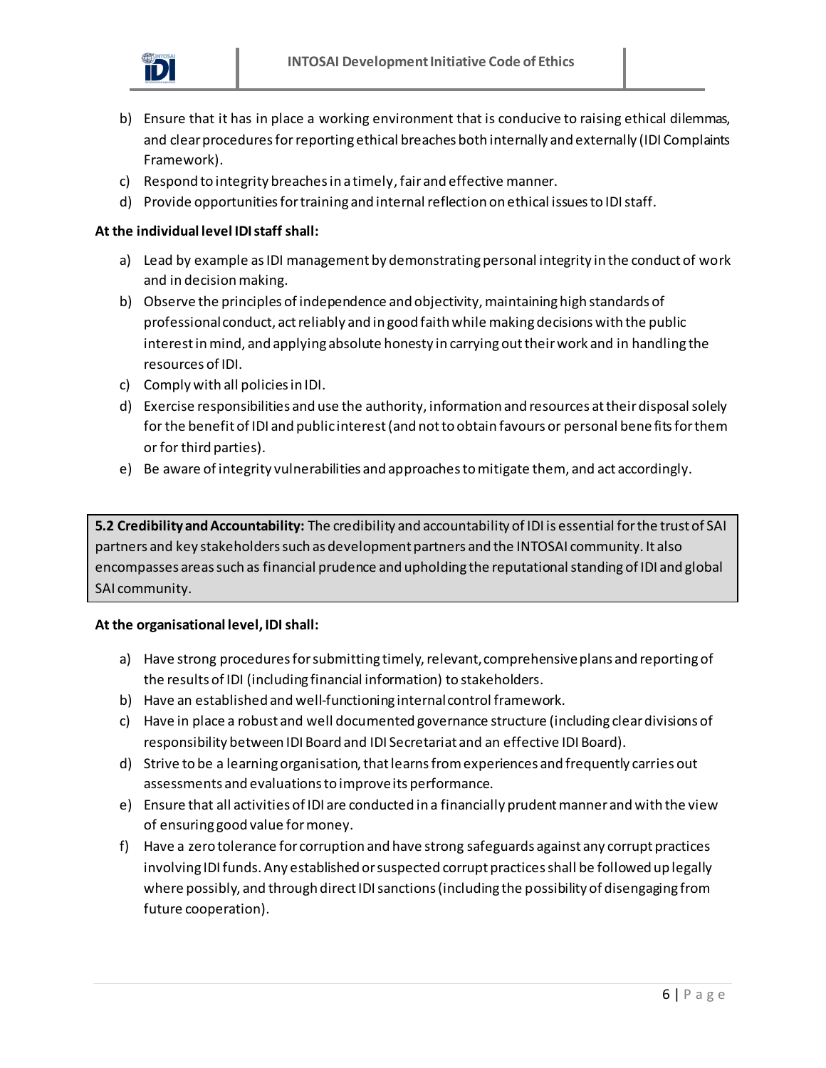b) Ensure that it has in place a working environment that is conducive to raising ethical dilemmas, and clear procedures for reporting ethical breaches both internally and externally (IDI Complaints Framework).
c) Respond to integrity breaches in a timely, fair and effective manner.
d) Provide opportunities for training and internal reflection on ethical issues to IDI staff.

**At the individual level IDI staff shall:**

a) Lead by example as IDI management by demonstrating personal integrity in the conduct of work and in decision making.
b) Observe the principles of independence and objectivity, maintaining high standards of professional conduct, act reliably and in good faith while making decisions with the public interest in mind, and applying absolute honesty in carrying out their work and in handling the resources of IDI.
c) Comply with all policies in IDI.
d) Exercise responsibilities and use the authority, information and resources at their disposal solely for the benefit of IDI and public interest (and not to obtain favours or personal benefits for them or for third parties).
e) Be aware of integrity vulnerabilities and approaches to mitigate them, and act accordingly.

**5.2 Credibility and Accountability:** The credibility and accountability of IDI is essential for the trust of SAI partners and key stakeholders such as development partners and the INTOSAI community. It also encompasses areas such as financial prudence and upholding the reputational standing of IDI and global SAI community.

**At the organisational level, IDI shall:**

a) Have strong procedures for submitting timely, relevant, comprehensive plans and reporting of the results of IDI (including financial information) to stakeholders.
b) Have an established and well-functioning internal control framework.
c) Have in place a robust and well documented governance structure (including clear divisions of responsibility between IDI Board and IDI Secretariat and an effective IDI Board).
d) Strive to be a learning organisation, that learns from experiences and frequently carries out assessments and evaluations to improve its performance.
e) Ensure that all activities of IDI are conducted in a financially prudent manner and with the view of ensuring good value for money.
f) Have a zero tolerance for corruption and have strong safeguards against any corrupt practices involving IDI funds. Any established or suspected corrupt practices shall be followed up legally where possibly, and through direct IDI sanctions (including the possibility of disengaging from future cooperation).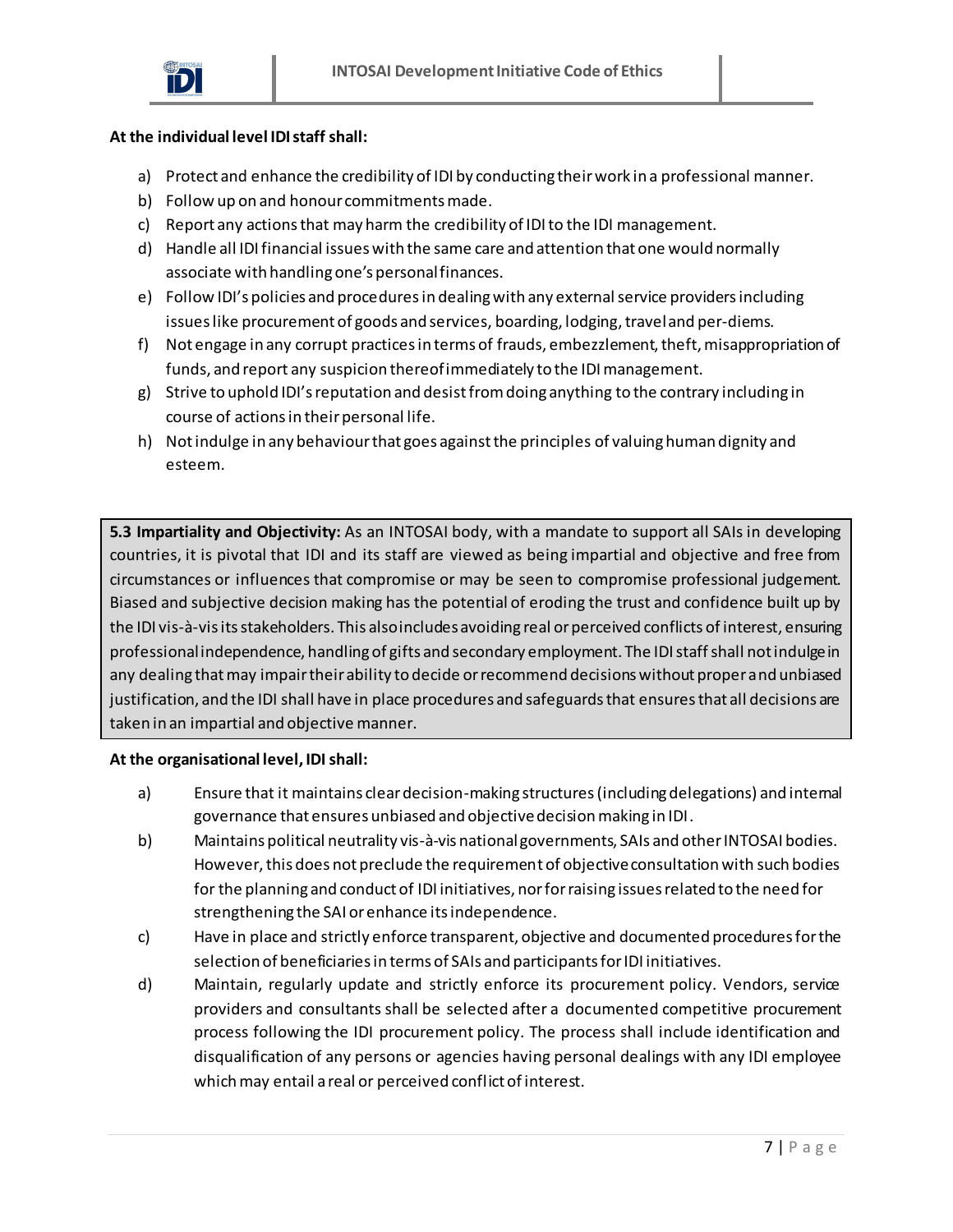**At the individual level IDI staff shall:**

a) Protect and enhance the credibility of IDI by conducting their work in a professional manner.
b) Follow up on and honour commitments made.
c) Report any actions that may harm the credibility of IDI to the IDI management.
d) Handle all IDI financial issues with the same care and attention that one would normally associate with handling one's personal finances.
e) Follow IDI's policies and procedures in dealing with any external service providers including issues like procurement of goods and services, boarding, lodging, travel and per-diems.
f) Not engage in any corrupt practices in terms of frauds, embezzlement, theft, misappropriation of funds, and report any suspicion thereof immediately to the IDI management.
g) Strive to uphold IDI's reputation and desist from doing anything to the contrary including in course of actions in their personal life.
h) Not indulge in any behaviour that goes against the principles of valuing human dignity and esteem.

**5.3 Impartiality and Objectivity:** As an INTOSAI body, with a mandate to support all SAIs in developing countries, it is pivotal that IDI and its staff are viewed as being impartial and objective and free from circumstances or influences that compromise or may be seen to compromise professional judgement. Biased and subjective decision making has the potential of eroding the trust and confidence built up by the IDI vis-à-vis its stakeholders. This also includes avoiding real or perceived conflicts of interest, ensuring professional independence, handling of gifts and secondary employment. The IDI staff shall not indulge in any dealing that may impair their ability to decide or recommend decisions without proper and unbiased justification, and the IDI shall have in place procedures and safeguards that ensures that all decisions are taken in an impartial and objective manner.

**At the organisational level, IDI shall:**

a) Ensure that it maintains clear decision-making structures (including delegations) and internal governance that ensures unbiased and objective decision making in IDI.
b) Maintains political neutrality vis-à-vis national governments, SAIs and other INTOSAI bodies. However, this does not preclude the requirement of objective consultation with such bodies for the planning and conduct of IDI initiatives, nor for raising issues related to the need for strengthening the SAI or enhance its independence.
c) Have in place and strictly enforce transparent, objective and documented procedures for the selection of beneficiaries in terms of SAIs and participants for IDI initiatives.
d) Maintain, regularly update and strictly enforce its procurement policy. Vendors, service providers and consultants shall be selected after a documented competitive procurement process following the IDI procurement policy. The process shall include identification and disqualification of any persons or agencies having personal dealings with any IDI employee which may entail a real or perceived conflict of interest.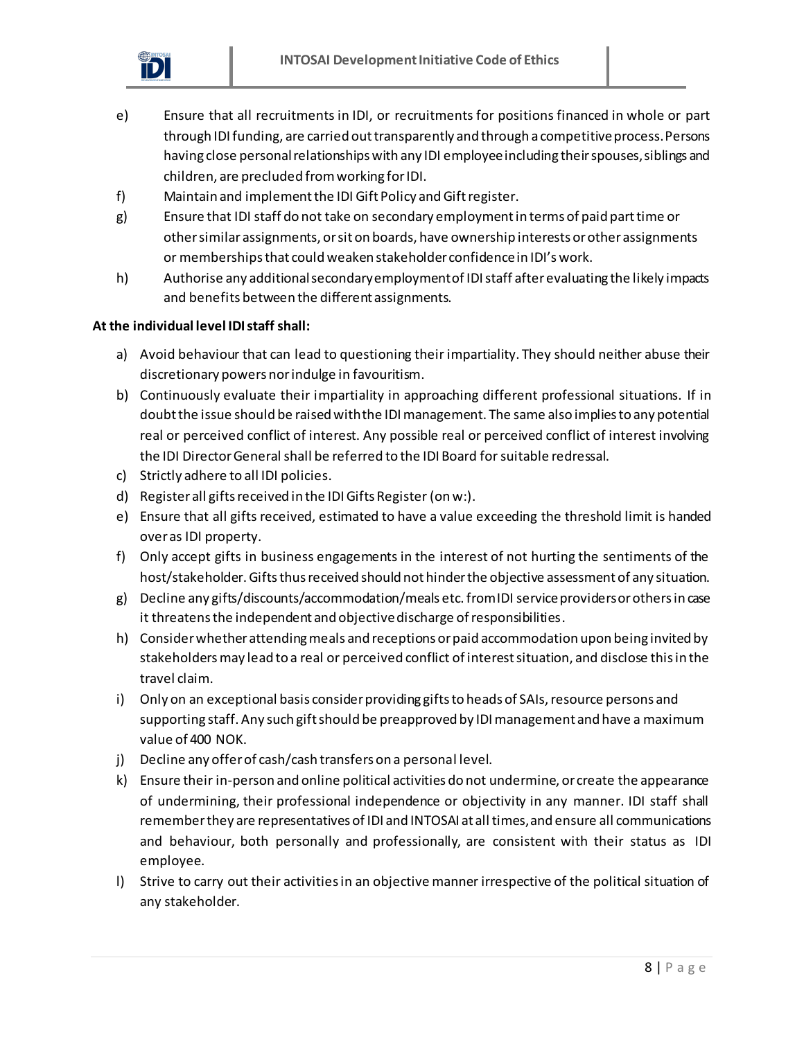e) Ensure that all recruitments in IDI, or recruitments for positions financed in whole or part through IDI funding, are carried out transparently and through a competitive process. Persons having close personal relationships with any IDI employee including their spouses, siblings and children, are precluded from working for IDI.
f) Maintain and implement the IDI Gift Policy and Gift register.
g) Ensure that IDI staff do not take on secondary employment in terms of paid part time or other similar assignments, or sit on boards, have ownership interests or other assignments or memberships that could weaken stakeholder confidence in IDI's work.
h) Authorise any additional secondary employment of IDI staff after evaluating the likely impacts and benefits between the different assignments.

**At the individual level IDI staff shall:**

a) Avoid behaviour that can lead to questioning their impartiality. They should neither abuse their discretionary powers nor indulge in favouritism.
b) Continuously evaluate their impartiality in approaching different professional situations. If in doubt the issue should be raised with the IDI management. The same also implies to any potential real or perceived conflict of interest. Any possible real or perceived conflict of interest involving the IDI Director General shall be referred to the IDI Board for suitable redressal.
c) Strictly adhere to all IDI policies.
d) Register all gifts received in the IDI Gifts Register (on w:).
e) Ensure that all gifts received, estimated to have a value exceeding the threshold limit is handed over as IDI property.
f) Only accept gifts in business engagements in the interest of not hurting the sentiments of the host/stakeholder. Gifts thus received should not hinder the objective assessment of any situation.
g) Decline any gifts/discounts/accommodation/meals etc. from IDI service providers or others in case it threatens the independent and objective discharge of responsibilities.
h) Consider whether attending meals and receptions or paid accommodation upon being invited by stakeholders may lead to a real or perceived conflict of interest situation, and disclose this in the travel claim.
i) Only on an exceptional basis consider providing gifts to heads of SAIs, resource persons and supporting staff. Any such gift should be preapproved by IDI management and have a maximum value of 400 NOK.
j) Decline any offer of cash/cash transfers on a personal level.
k) Ensure their in-person and online political activities do not undermine, or create the appearance of undermining, their professional independence or objectivity in any manner. IDI staff shall remember they are representatives of IDI and INTOSAI at all times, and ensure all communications and behaviour, both personally and professionally, are consistent with their status as IDI employee.
l) Strive to carry out their activities in an objective manner irrespective of the political situation of any stakeholder.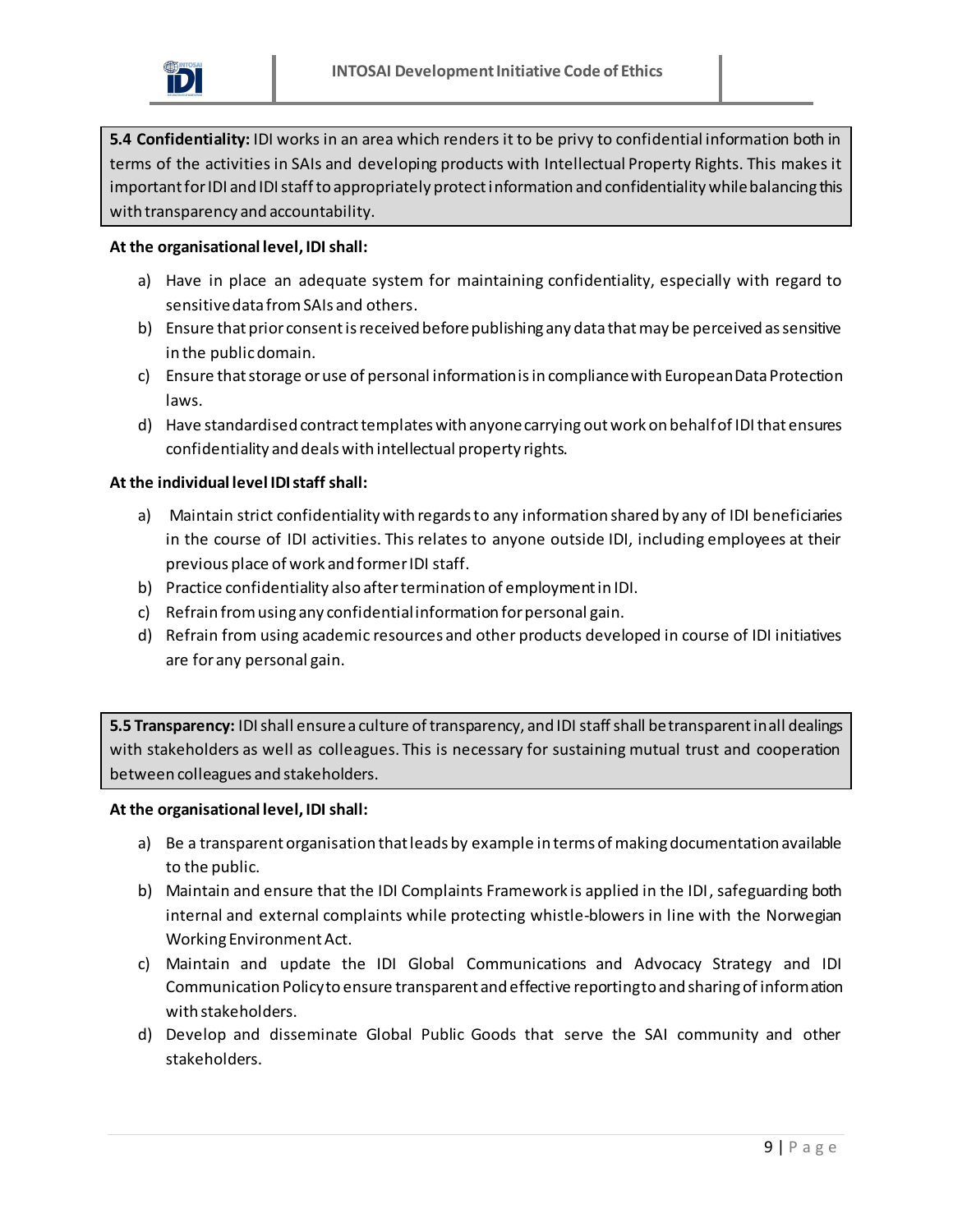**5.4 Confidentiality:** IDI works in an area which renders it to be privy to confidential information both in terms of the activities in SAIs and developing products with Intellectual Property Rights. This makes it important for IDI and IDI staff to appropriately protect information and confidentiality while balancing this with transparency and accountability.

**At the organisational level, IDI shall:**

a) Have in place an adequate system for maintaining confidentiality, especially with regard to sensitive data from SAIs and others.
b) Ensure that prior consent is received before publishing any data that may be perceived as sensitive in the public domain.
c) Ensure that storage or use of personal information is in compliance with European Data Protection laws.
d) Have standardised contract templates with anyone carrying out work on behalf of IDI that ensures confidentiality and deals with intellectual property rights.

**At the individual level IDI staff shall:**

a) Maintain strict confidentiality with regards to any information shared by any of IDI beneficiaries in the course of IDI activities. This relates to anyone outside IDI, including employees at their previous place of work and former IDI staff.
b) Practice confidentiality also after termination of employment in IDI.
c) Refrain from using any confidential information for personal gain.
d) Refrain from using academic resources and other products developed in course of IDI initiatives are for any personal gain.

**5.5 Transparency:** IDI shall ensure a culture of transparency, and IDI staff shall be transparent in all dealings with stakeholders as well as colleagues. This is necessary for sustaining mutual trust and cooperation between colleagues and stakeholders.

**At the organisational level, IDI shall:**

a) Be a transparent organisation that leads by example in terms of making documentation available to the public.
b) Maintain and ensure that the IDI Complaints Framework is applied in the IDI, safeguarding both internal and external complaints while protecting whistle-blowers in line with the Norwegian Working Environment Act.
c) Maintain and update the IDI Global Communications and Advocacy Strategy and IDI Communication Policy to ensure transparent and effective reporting to and sharing of information with stakeholders.
d) Develop and disseminate Global Public Goods that serve the SAI community and other stakeholders.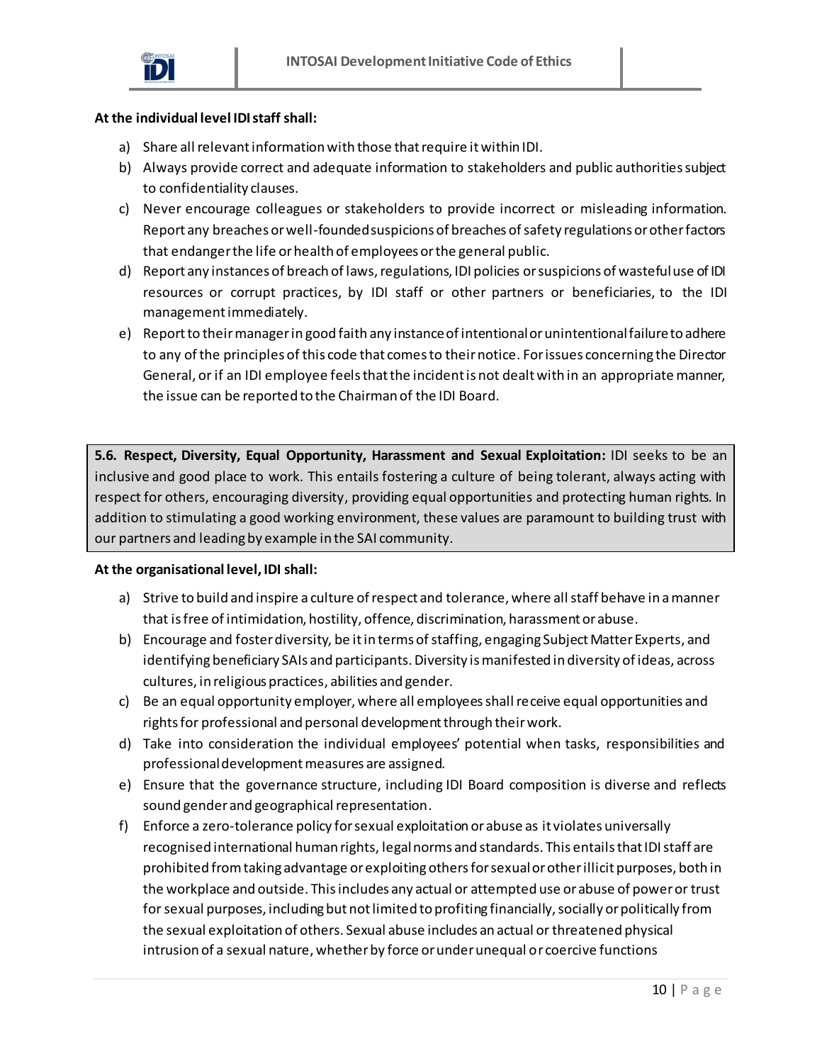**At the individual level IDI staff shall:**

a) Share all relevant information with those that require it within IDI.
b) Always provide correct and adequate information to stakeholders and public authorities subject to confidentiality clauses.
c) Never encourage colleagues or stakeholders to provide incorrect or misleading information. Report any breaches or well-founded suspicions of breaches of safety regulations or other factors that endanger the life or health of employees or the general public.
d) Report any instances of breach of laws, regulations, IDI policies or suspicions of wasteful use of IDI resources or corrupt practices, by IDI staff or other partners or beneficiaries, to the IDI management immediately.
e) Report to their manager in good faith any instance of intentional or unintentional failure to adhere to any of the principles of this code that comes to their notice. For issues concerning the Director General, or if an IDI employee feels that the incident is not dealt with in an appropriate manner, the issue can be reported to the Chairman of the IDI Board.

**5.6. Respect, Diversity, Equal Opportunity, Harassment and Sexual Exploitation:** IDI seeks to be an inclusive and good place to work. This entails fostering a culture of being tolerant, always acting with respect for others, encouraging diversity, providing equal opportunities and protecting human rights. In addition to stimulating a good working environment, these values are paramount to building trust with our partners and leading by example in the SAI community.

**At the organisational level, IDI shall:**

a) Strive to build and inspire a culture of respect and tolerance, where all staff behave in a manner that is free of intimidation, hostility, offence, discrimination, harassment or abuse.
b) Encourage and foster diversity, be it in terms of staffing, engaging Subject Matter Experts, and identifying beneficiary SAIs and participants. Diversity is manifested in diversity of ideas, across cultures, in religious practices, abilities and gender.
c) Be an equal opportunity employer, where all employees shall receive equal opportunities and rights for professional and personal development through their work.
d) Take into consideration the individual employees' potential when tasks, responsibilities and professional development measures are assigned.
e) Ensure that the governance structure, including IDI Board composition is diverse and reflects sound gender and geographical representation.
f) Enforce a zero-tolerance policy for sexual exploitation or abuse as it violates universally recognised international human rights, legal norms and standards. This entails that IDI staff are prohibited from taking advantage or exploiting others for sexual or other illicit purposes, both in the workplace and outside. This includes any actual or attempted use or abuse of power or trust for sexual purposes, including but not limited to profiting financially, socially or politically from the sexual exploitation of others. Sexual abuse includes an actual or threatened physical intrusion of a sexual nature, whether by force or under unequal or coercive functions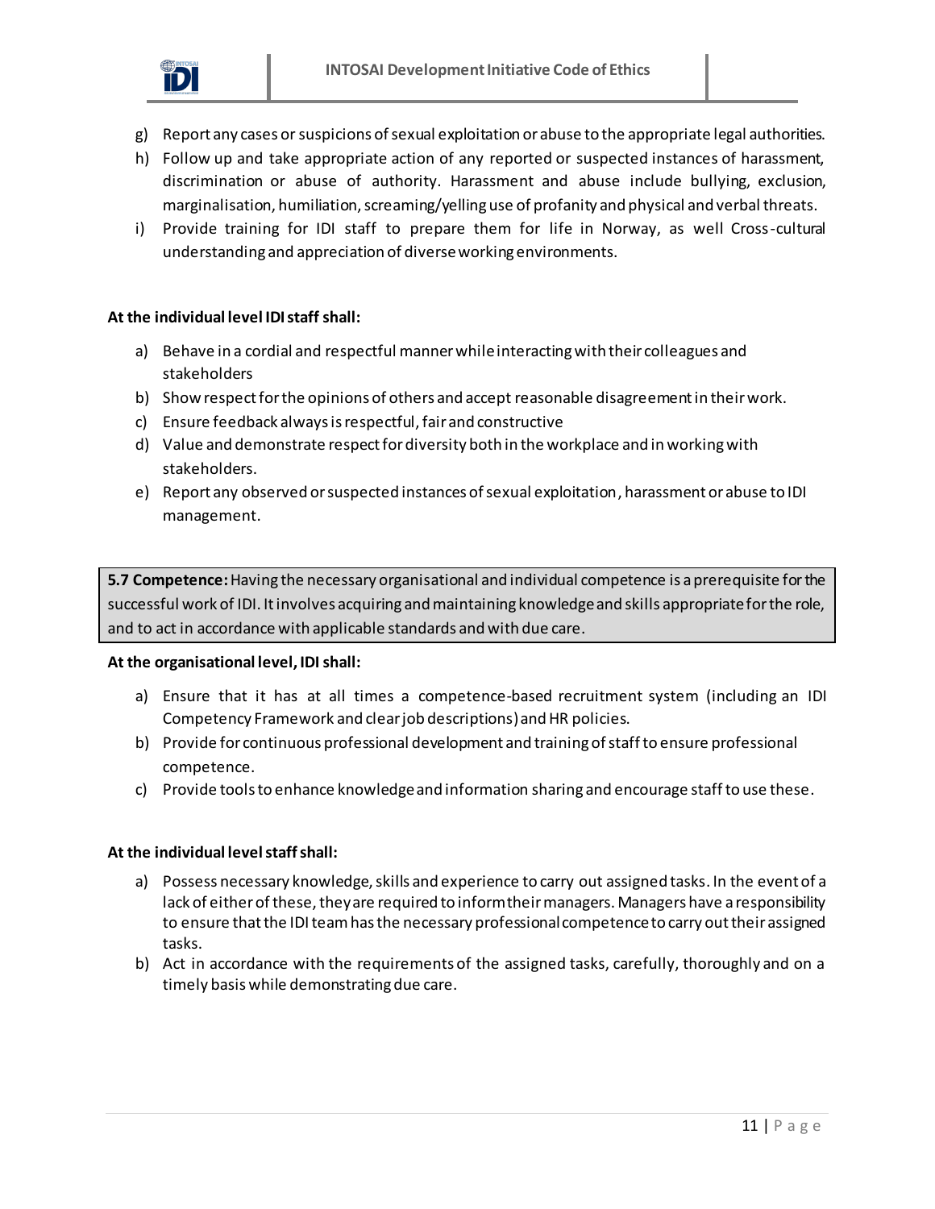g) Report any cases or suspicions of sexual exploitation or abuse to the appropriate legal authorities.
h) Follow up and take appropriate action of any reported or suspected instances of harassment, discrimination or abuse of authority. Harassment and abuse include bullying, exclusion, marginalisation, humiliation, screaming/yelling use of profanity and physical and verbal threats.
i) Provide training for IDI staff to prepare them for life in Norway, as well Cross-cultural understanding and appreciation of diverse working environments.

**At the individual level IDI staff shall:**

a) Behave in a cordial and respectful manner while interacting with their colleagues and stakeholders
b) Show respect for the opinions of others and accept reasonable disagreement in their work.
c) Ensure feedback always is respectful, fair and constructive
d) Value and demonstrate respect for diversity both in the workplace and in working with stakeholders.
e) Report any observed or suspected instances of sexual exploitation, harassment or abuse to IDI management.

**5.7 Competence:** Having the necessary organisational and individual competence is a prerequisite for the successful work of IDI. It involves acquiring and maintaining knowledge and skills appropriate for the role, and to act in accordance with applicable standards and with due care.

**At the organisational level, IDI shall:**

a) Ensure that it has at all times a competence-based recruitment system (including an IDI Competency Framework and clear job descriptions) and HR policies.
b) Provide for continuous professional development and training of staff to ensure professional competence.
c) Provide tools to enhance knowledge and information sharing and encourage staff to use these.

**At the individual level staff shall:**

a) Possess necessary knowledge, skills and experience to carry out assigned tasks. In the event of a lack of either of these, they are required to inform their managers. Managers have a responsibility to ensure that the IDI team has the necessary professional competence to carry out their assigned tasks.
b) Act in accordance with the requirements of the assigned tasks, carefully, thoroughly and on a timely basis while demonstrating due care.